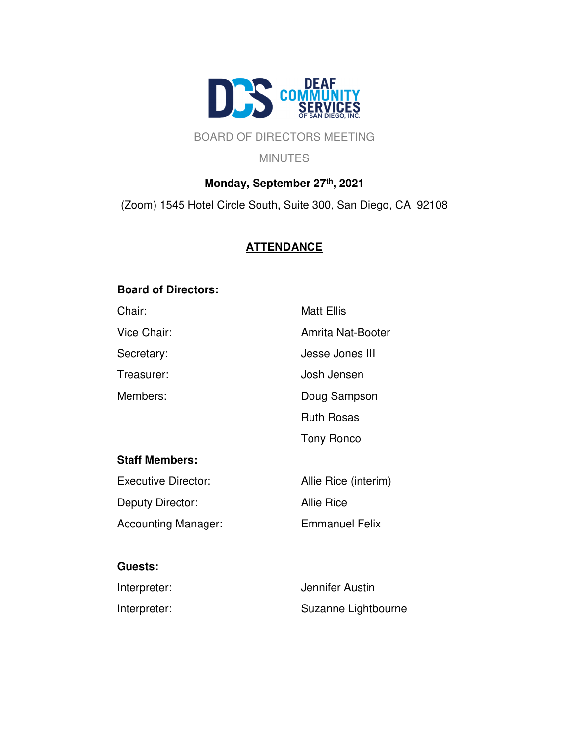DEAF COMMUNITY SERVICES OF SAN DIEGO, INC.

# BOARD OF DIRECTORS MEETING

## MINUTES

**Monday, September 27th, 2021**

(Zoom) 1545 Hotel Circle South, Suite 300, San Diego, CA 92108

## ATTENDANCE

**Board of Directors:**

| | |
|---|---|
| Chair: | Matt Ellis |
| Vice Chair: | Amrita Nat-Booter |
| Secretary: | Jesse Jones III |
| Treasurer: | Josh Jensen |
| Members: | Doug Sampson |
| | Ruth Rosas |
| | Tony Ronco |

**Staff Members:**

| | |
|---|---|
| Executive Director: | Allie Rice (interim) |
| Deputy Director: | Allie Rice |
| Accounting Manager: | Emmanuel Felix |

**Guests:**

| | |
|---|---|
| Interpreter: | Jennifer Austin |
| Interpreter: | Suzanne Lightbourne |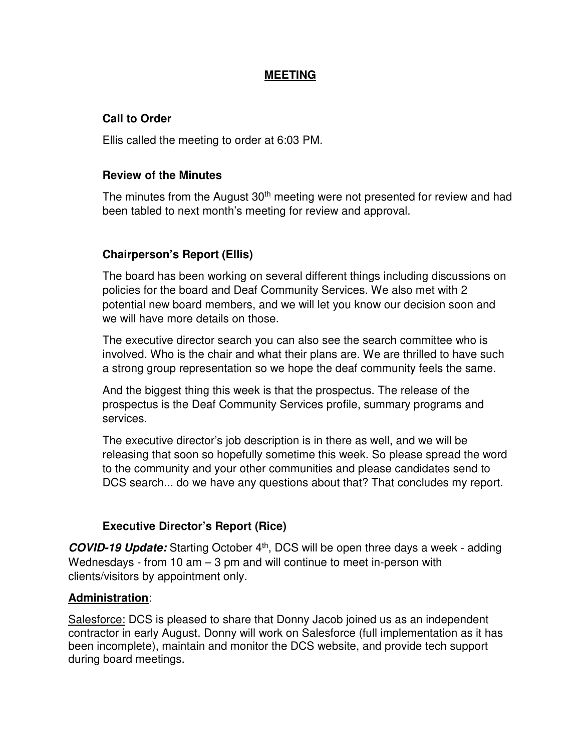# MEETING

## Call to Order

Ellis called the meeting to order at 6:03 PM.

## Review of the Minutes

The minutes from the August 30th meeting were not presented for review and had been tabled to next month's meeting for review and approval.

## Chairperson's Report (Ellis)

The board has been working on several different things including discussions on policies for the board and Deaf Community Services. We also met with 2 potential new board members, and we will let you know our decision soon and we will have more details on those.

The executive director search you can also see the search committee who is involved. Who is the chair and what their plans are. We are thrilled to have such a strong group representation so we hope the deaf community feels the same.

And the biggest thing this week is that the prospectus. The release of the prospectus is the Deaf Community Services profile, summary programs and services.

The executive director's job description is in there as well, and we will be releasing that soon so hopefully sometime this week. So please spread the word to the community and your other communities and please candidates send to DCS search... do we have any questions about that? That concludes my report.

## Executive Director's Report (Rice)

***COVID-19 Update:*** Starting October 4th, DCS will be open three days a week - adding Wednesdays - from 10 am – 3 pm and will continue to meet in-person with clients/visitors by appointment only.

**Administration**:

Salesforce: DCS is pleased to share that Donny Jacob joined us as an independent contractor in early August. Donny will work on Salesforce (full implementation as it has been incomplete), maintain and monitor the DCS website, and provide tech support during board meetings.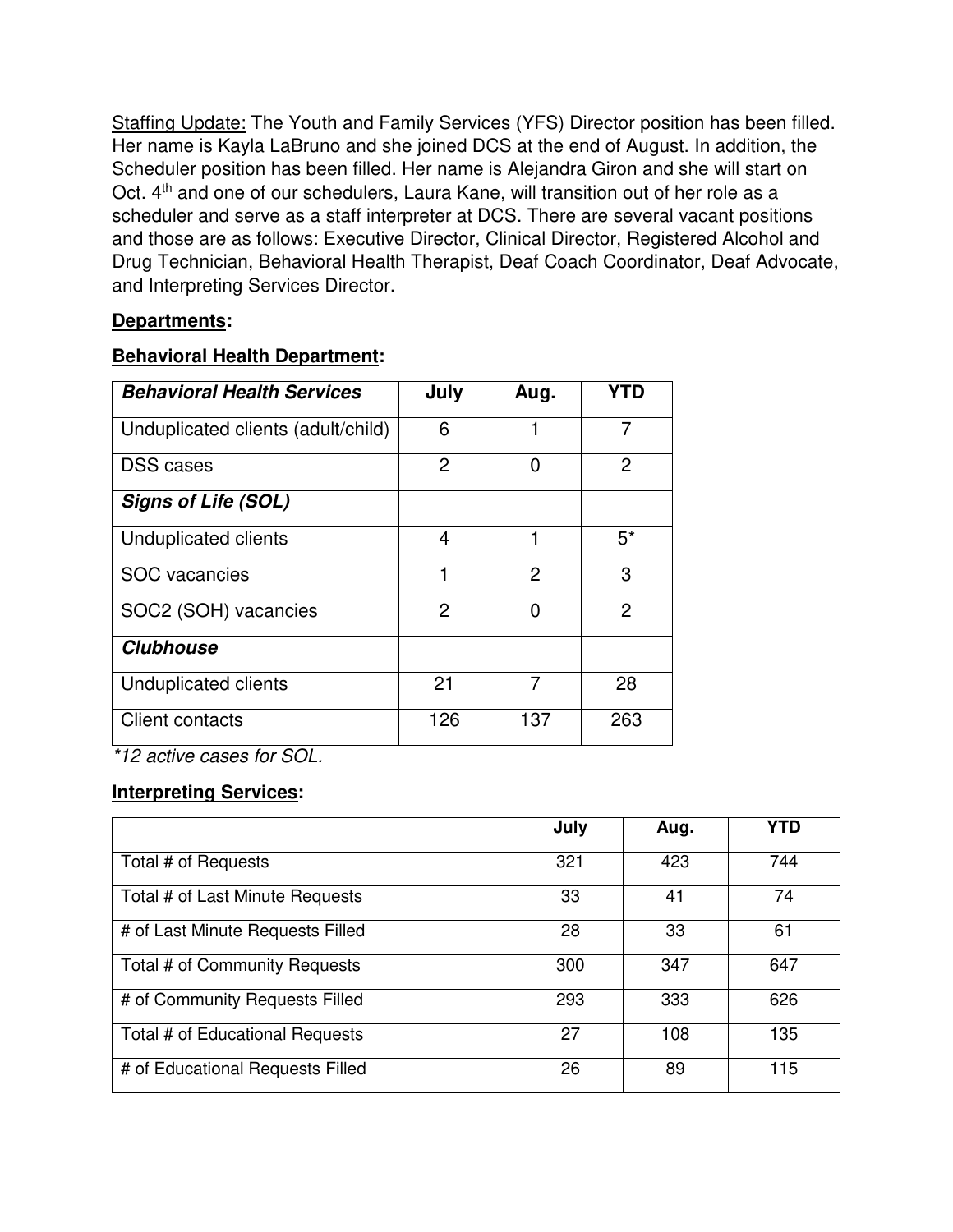<u>Staffing Update:</u> The Youth and Family Services (YFS) Director position has been filled. Her name is Kayla LaBruno and she joined DCS at the end of August. In addition, the Scheduler position has been filled. Her name is Alejandra Giron and she will start on Oct. 4th and one of our schedulers, Laura Kane, will transition out of her role as a scheduler and serve as a staff interpreter at DCS. There are several vacant positions and those are as follows: Executive Director, Clinical Director, Registered Alcohol and Drug Technician, Behavioral Health Therapist, Deaf Coach Coordinator, Deaf Advocate, and Interpreting Services Director.

## Departments:

### Behavioral Health Department:

| ***Behavioral Health Services*** | **July** | **Aug.** | **YTD** |
|---|---|---|---|
| Unduplicated clients (adult/child) | 6 | 1 | 7 |
| DSS cases | 2 | 0 | 2 |
| ***Signs of Life (SOL)*** | | | |
| Unduplicated clients | 4 | 1 | 5* |
| SOC vacancies | 1 | 2 | 3 |
| SOC2 (SOH) vacancies | 2 | 0 | 2 |
| ***Clubhouse*** | | | |
| Unduplicated clients | 21 | 7 | 28 |
| Client contacts | 126 | 137 | 263 |

*\*12 active cases for SOL.*

### Interpreting Services:

| | **July** | **Aug.** | **YTD** |
|---|---|---|---|
| Total # of Requests | 321 | 423 | 744 |
| Total # of Last Minute Requests | 33 | 41 | 74 |
| # of Last Minute Requests Filled | 28 | 33 | 61 |
| Total # of Community Requests | 300 | 347 | 647 |
| # of Community Requests Filled | 293 | 333 | 626 |
| Total # of Educational Requests | 27 | 108 | 135 |
| # of Educational Requests Filled | 26 | 89 | 115 |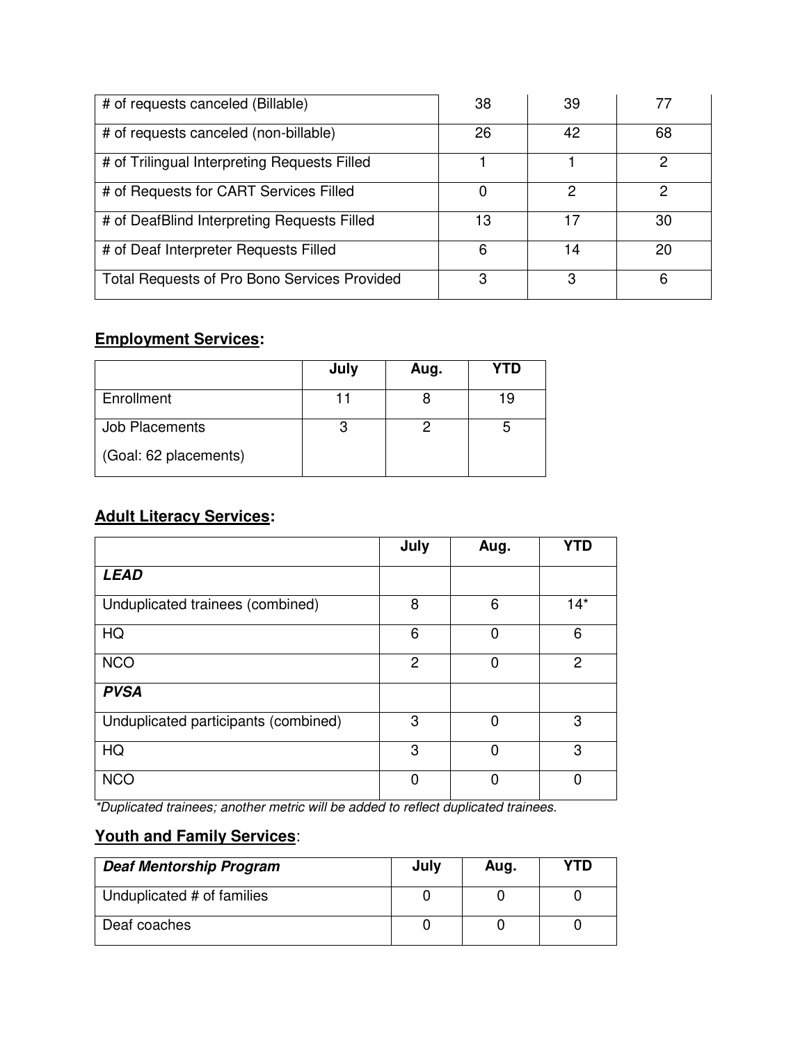| # of requests canceled (Billable) | 38 | 39 | 77 |
| --- | --- | --- | --- |
| # of requests canceled (non-billable) | 26 | 42 | 68 |
| # of Trilingual Interpreting Requests Filled | 1 | 1 | 2 |
| # of Requests for CART Services Filled | 0 | 2 | 2 |
| # of DeafBlind Interpreting Requests Filled | 13 | 17 | 30 |
| # of Deaf Interpreter Requests Filled | 6 | 14 | 20 |
| Total Requests of Pro Bono Services Provided | 3 | 3 | 6 |

## **Employment Services:**

| | July | Aug. | YTD |
| --- | --- | --- | --- |
| Enrollment | 11 | 8 | 19 |
| Job Placements<br>(Goal: 62 placements) | 3 | 2 | 5 |

## **Adult Literacy Services:**

| | July | Aug. | YTD |
| --- | --- | --- | --- |
| ***LEAD*** | | | |
| Unduplicated trainees (combined) | 8 | 6 | 14* |
| HQ | 6 | 0 | 6 |
| NCO | 2 | 0 | 2 |
| ***PVSA*** | | | |
| Unduplicated participants (combined) | 3 | 0 | 3 |
| HQ | 3 | 0 | 3 |
| NCO | 0 | 0 | 0 |

*\*Duplicated trainees; another metric will be added to reflect duplicated trainees.*

## **Youth and Family Services**:

| ***Deaf Mentorship Program*** | July | Aug. | YTD |
| --- | --- | --- | --- |
| Unduplicated # of families | 0 | 0 | 0 |
| Deaf coaches | 0 | 0 | 0 |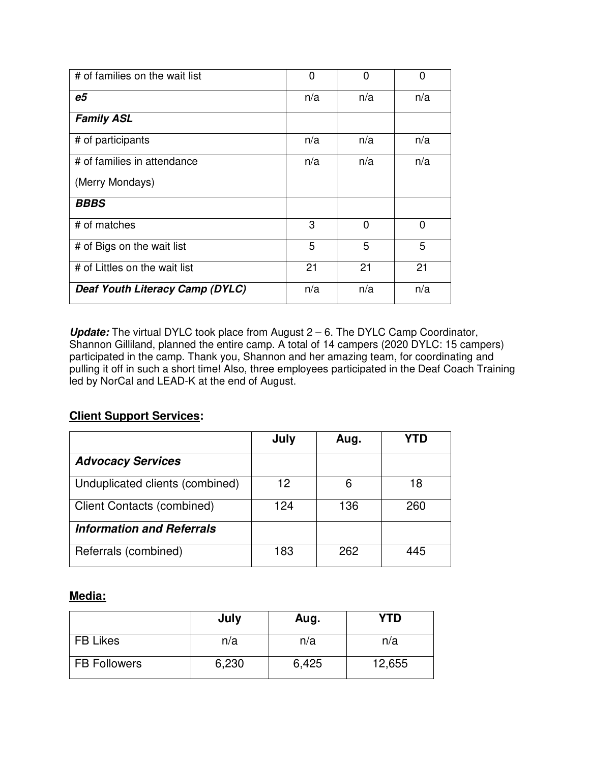| | | | |
|---|---|---|---|
| # of families on the wait list | 0 | 0 | 0 |
| ***e5*** | n/a | n/a | n/a |
| ***Family ASL*** | | | |
| # of participants | n/a | n/a | n/a |
| # of families in attendance (Merry Mondays) | n/a | n/a | n/a |
| ***BBBS*** | | | |
| # of matches | 3 | 0 | 0 |
| # of Bigs on the wait list | 5 | 5 | 5 |
| # of Littles on the wait list | 21 | 21 | 21 |
| ***Deaf Youth Literacy Camp (DYLC)*** | n/a | n/a | n/a |

***Update:*** The virtual DYLC took place from August 2 – 6. The DYLC Camp Coordinator, Shannon Gilliland, planned the entire camp. A total of 14 campers (2020 DYLC: 15 campers) participated in the camp. Thank you, Shannon and her amazing team, for coordinating and pulling it off in such a short time! Also, three employees participated in the Deaf Coach Training led by NorCal and LEAD-K at the end of August.

## **Client Support Services:**

| | July | Aug. | YTD |
|---|---|---|---|
| ***Advocacy Services*** | | | |
| Unduplicated clients (combined) | 12 | 6 | 18 |
| Client Contacts (combined) | 124 | 136 | 260 |
| ***Information and Referrals*** | | | |
| Referrals (combined) | 183 | 262 | 445 |

## **Media:**

| | July | Aug. | YTD |
|---|---|---|---|
| FB Likes | n/a | n/a | n/a |
| FB Followers | 6,230 | 6,425 | 12,655 |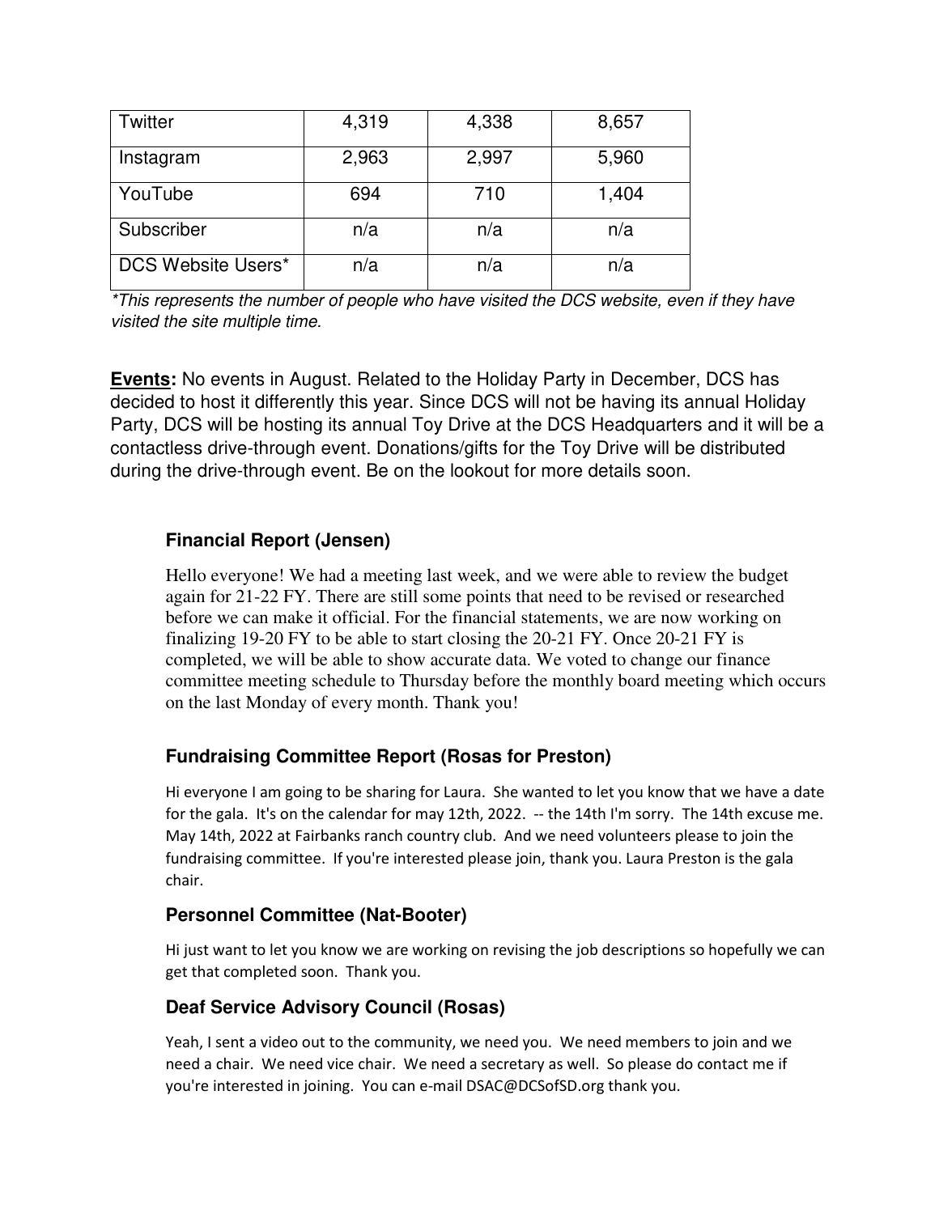| Twitter | 4,319 | 4,338 | 8,657 |
|---|---|---|---|
| Instagram | 2,963 | 2,997 | 5,960 |
| YouTube | 694 | 710 | 1,404 |
| Subscriber | n/a | n/a | n/a |
| DCS Website Users* | n/a | n/a | n/a |

*\*This represents the number of people who have visited the DCS website, even if they have visited the site multiple time.*

**Events:** No events in August. Related to the Holiday Party in December, DCS has decided to host it differently this year. Since DCS will not be having its annual Holiday Party, DCS will be hosting its annual Toy Drive at the DCS Headquarters and it will be a contactless drive-through event. Donations/gifts for the Toy Drive will be distributed during the drive-through event. Be on the lookout for more details soon.

### Financial Report (Jensen)

Hello everyone! We had a meeting last week, and we were able to review the budget again for 21-22 FY. There are still some points that need to be revised or researched before we can make it official. For the financial statements, we are now working on finalizing 19-20 FY to be able to start closing the 20-21 FY. Once 20-21 FY is completed, we will be able to show accurate data. We voted to change our finance committee meeting schedule to Thursday before the monthly board meeting which occurs on the last Monday of every month. Thank you!

### Fundraising Committee Report (Rosas for Preston)

Hi everyone I am going to be sharing for Laura. She wanted to let you know that we have a date for the gala. It's on the calendar for may 12th, 2022. -- the 14th I'm sorry. The 14th excuse me. May 14th, 2022 at Fairbanks ranch country club. And we need volunteers please to join the fundraising committee. If you're interested please join, thank you. Laura Preston is the gala chair.

### Personnel Committee (Nat-Booter)

Hi just want to let you know we are working on revising the job descriptions so hopefully we can get that completed soon. Thank you.

### Deaf Service Advisory Council (Rosas)

Yeah, I sent a video out to the community, we need you. We need members to join and we need a chair. We need vice chair. We need a secretary as well. So please do contact me if you're interested in joining. You can e-mail DSAC@DCSofSD.org thank you.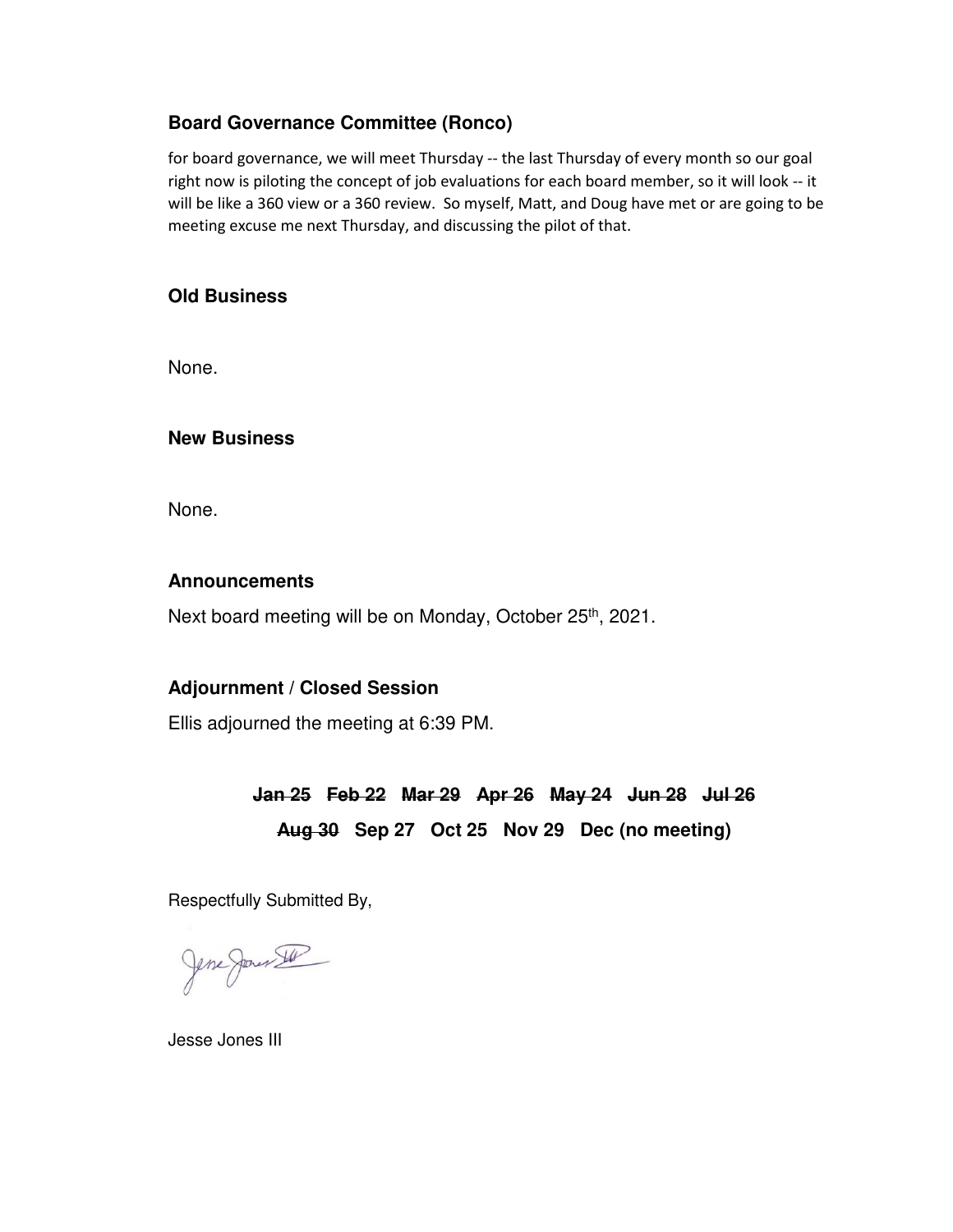### Board Governance Committee (Ronco)

for board governance, we will meet Thursday -- the last Thursday of every month so our goal right now is piloting the concept of job evaluations for each board member, so it will look -- it will be like a 360 view or a 360 review. So myself, Matt, and Doug have met or are going to be meeting excuse me next Thursday, and discussing the pilot of that.

### Old Business

None.

### New Business

None.

### Announcements

Next board meeting will be on Monday, October 25th, 2021.

### Adjournment / Closed Session

Ellis adjourned the meeting at 6:39 PM.

**~~Jan 25~~ ~~Feb 22~~ ~~Mar 29~~ ~~Apr 26~~ ~~May 24~~ ~~Jun 28~~ ~~Jul 26~~**

**~~Aug 30~~ Sep 27 Oct 25 Nov 29 Dec (no meeting)**

Respectfully Submitted By,

Jesse Jones III